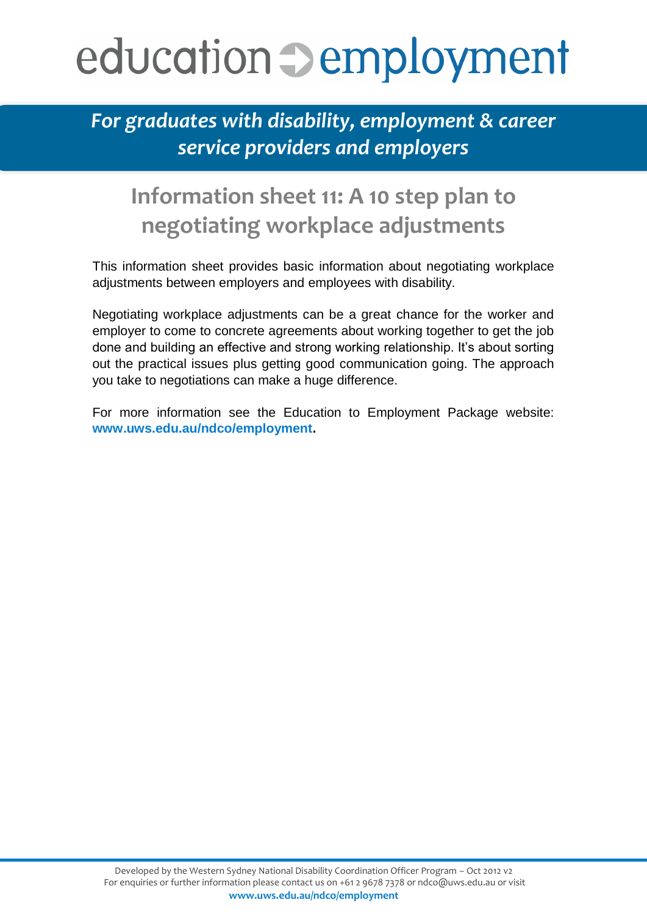# education ➲ employment

***For graduates with disability, employment & career service providers and employers***

## Information sheet 11: A 10 step plan to negotiating workplace adjustments

This information sheet provides basic information about negotiating workplace adjustments between employers and employees with disability.

Negotiating workplace adjustments can be a great chance for the worker and employer to come to concrete agreements about working together to get the job done and building an effective and strong working relationship. It's about sorting out the practical issues plus getting good communication going. The approach you take to negotiations can make a huge difference.

For more information see the Education to Employment Package website: **www.uws.edu.au/ndco/employment**.

Developed by the Western Sydney National Disability Coordination Officer Program – Oct 2012 v2
For enquiries or further information please contact us on +61 2 9678 7378 or ndco@uws.edu.au or visit **www.uws.edu.au/ndco/employment**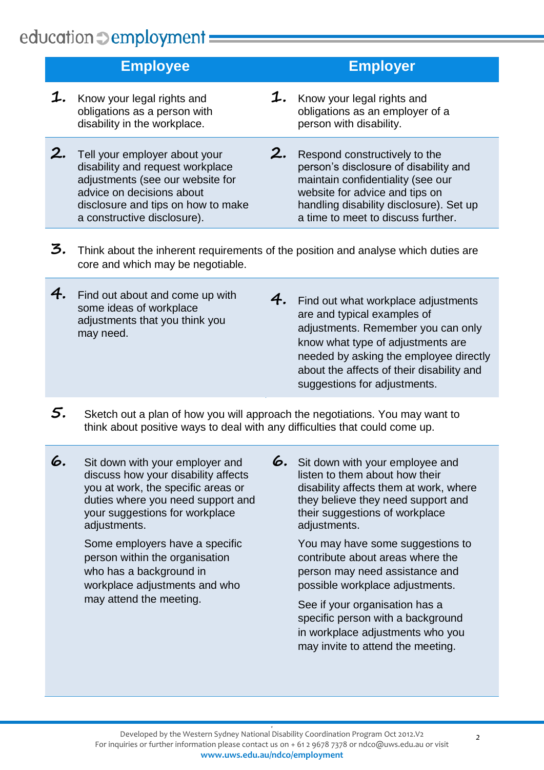| | Employee | Employer |
|---|---|---|
| 1. | Know your legal rights and obligations as a person with disability in the workplace. | Know your legal rights and obligations as an employer of a person with disability. |
| 2. | Tell your employer about your disability and request workplace adjustments (see our website for advice on decisions about disclosure and tips on how to make a constructive disclosure). | Respond constructively to the person's disclosure of disability and maintain confidentiality (see our website for advice and tips on handling disability disclosure). Set up a time to meet to discuss further. |
| 3. | Think about the inherent requirements of the position and analyse which duties are core and which may be negotiable. | |
| 4. | Find out about and come up with some ideas of workplace adjustments that you think you may need. | Find out what workplace adjustments are and typical examples of adjustments. Remember you can only know what type of adjustments are needed by asking the employee directly about the affects of their disability and suggestions for adjustments. |
| 5. | Sketch out a plan of how you will approach the negotiations. You may want to think about positive ways to deal with any difficulties that could come up. | |
| 6. | Sit down with your employer and discuss how your disability affects you at work, the specific areas or duties where you need support and your suggestions for workplace adjustments.<br><br>Some employers have a specific person within the organisation who has a background in workplace adjustments and who may attend the meeting. | Sit down with your employee and listen to them about how their disability affects them at work, where they believe they need support and their suggestions of workplace adjustments.<br><br>You may have some suggestions to contribute about areas where the person may need assistance and possible workplace adjustments.<br><br>See if your organisation has a specific person with a background in workplace adjustments who you may invite to attend the meeting. |

Developed by the Western Sydney National Disability Coordination Program Oct 2012.V2
For inquiries or further information please contact us on + 61 2 9678 7378 or ndco@uws.edu.au or visit
**www.uws.edu.au/ndco/employment**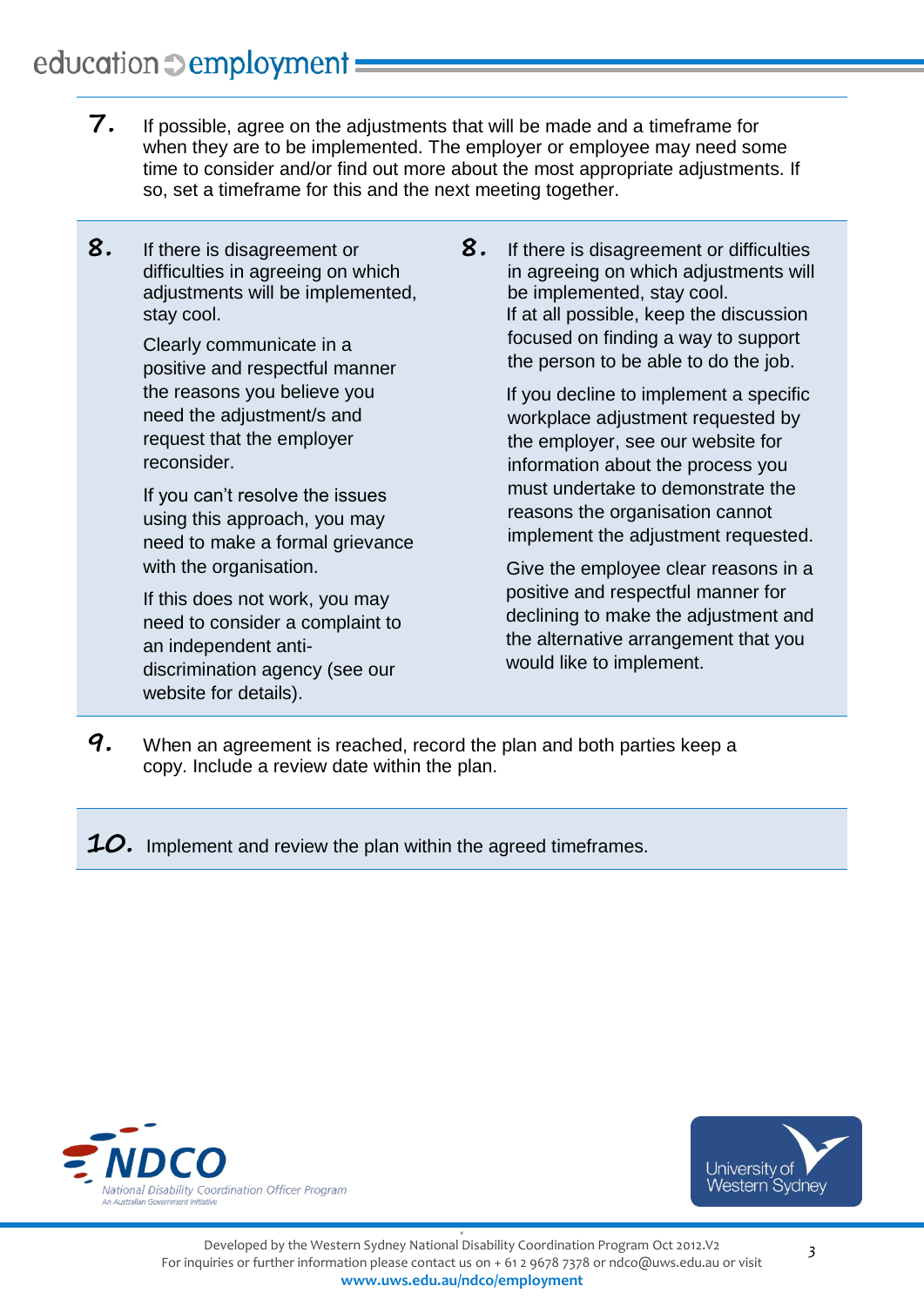**7.** If possible, agree on the adjustments that will be made and a timeframe for when they are to be implemented. The employer or employee may need some time to consider and/or find out more about the most appropriate adjustments. If so, set a timeframe for this and the next meeting together.

**8.** If there is disagreement or difficulties in agreeing on which adjustments will be implemented, stay cool.

Clearly communicate in a positive and respectful manner the reasons you believe you need the adjustment/s and request that the employer reconsider.

If you can't resolve the issues using this approach, you may need to make a formal grievance with the organisation.

If this does not work, you may need to consider a complaint to an independent anti-discrimination agency (see our website for details).

**8.** If there is disagreement or difficulties in agreeing on which adjustments will be implemented, stay cool.
If at all possible, keep the discussion focused on finding a way to support the person to be able to do the job.

If you decline to implement a specific workplace adjustment requested by the employer, see our website for information about the process you must undertake to demonstrate the reasons the organisation cannot implement the adjustment requested.

Give the employee clear reasons in a positive and respectful manner for declining to make the adjustment and the alternative arrangement that you would like to implement.

**9.** When an agreement is reached, record the plan and both parties keep a copy. Include a review date within the plan.

**10.** Implement and review the plan within the agreed timeframes.

NDCO
National Disability Coordination Officer Program
An Australian Government Initiative

University of Western Sydney

Developed by the Western Sydney National Disability Coordination Program Oct 2012.V2
For inquiries or further information please contact us on + 61 2 9678 7378 or ndco@uws.edu.au or visit
**www.uws.edu.au/ndco/employment**